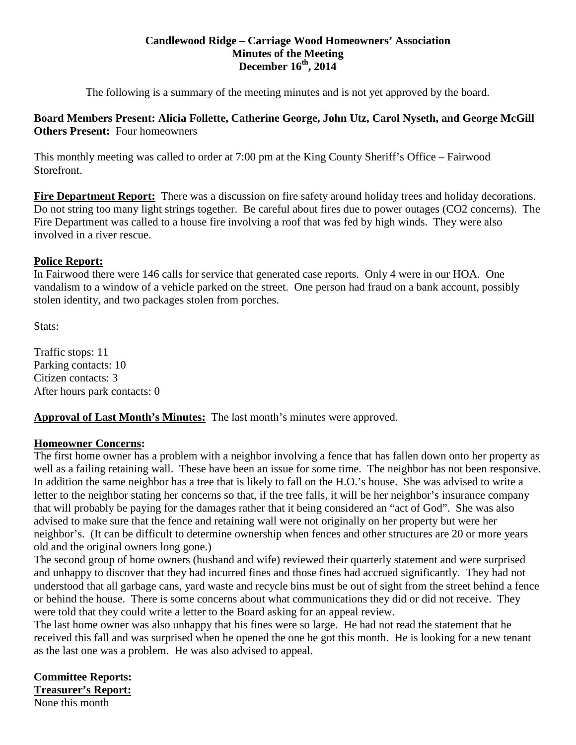**Candlewood Ridge – Carriage Wood Homeowners' Association**
**Minutes of the Meeting**
**December 16th, 2014**

The following is a summary of the meeting minutes and is not yet approved by the board.

**Board Members Present: Alicia Follette, Catherine George, John Utz, Carol Nyseth, and George McGill**
**Others Present:** Four homeowners

This monthly meeting was called to order at 7:00 pm at the King County Sheriff's Office – Fairwood Storefront.

**Fire Department Report:** There was a discussion on fire safety around holiday trees and holiday decorations. Do not string too many light strings together. Be careful about fires due to power outages ($CO_2$ concerns). The Fire Department was called to a house fire involving a roof that was fed by high winds. They were also involved in a river rescue.

**Police Report:**
In Fairwood there were 146 calls for service that generated case reports. Only 4 were in our HOA. One vandalism to a window of a vehicle parked on the street. One person had fraud on a bank account, possibly stolen identity, and two packages stolen from porches.

Stats:

Traffic stops: 11
Parking contacts: 10
Citizen contacts: 3
After hours park contacts: 0

**Approval of Last Month's Minutes:** The last month's minutes were approved.

**Homeowner Concerns:**
The first home owner has a problem with a neighbor involving a fence that has fallen down onto her property as well as a failing retaining wall. These have been an issue for some time. The neighbor has not been responsive. In addition the same neighbor has a tree that is likely to fall on the H.O.'s house. She was advised to write a letter to the neighbor stating her concerns so that, if the tree falls, it will be her neighbor's insurance company that will probably be paying for the damages rather that it being considered an "act of God". She was also advised to make sure that the fence and retaining wall were not originally on her property but were her neighbor's. (It can be difficult to determine ownership when fences and other structures are 20 or more years old and the original owners long gone.)
The second group of home owners (husband and wife) reviewed their quarterly statement and were surprised and unhappy to discover that they had incurred fines and those fines had accrued significantly. They had not understood that all garbage cans, yard waste and recycle bins must be out of sight from the street behind a fence or behind the house. There is some concerns about what communications they did or did not receive. They were told that they could write a letter to the Board asking for an appeal review.
The last home owner was also unhappy that his fines were so large. He had not read the statement that he received this fall and was surprised when he opened the one he got this month. He is looking for a new tenant as the last one was a problem. He was also advised to appeal.

**Committee Reports:**
**Treasurer's Report:**
None this month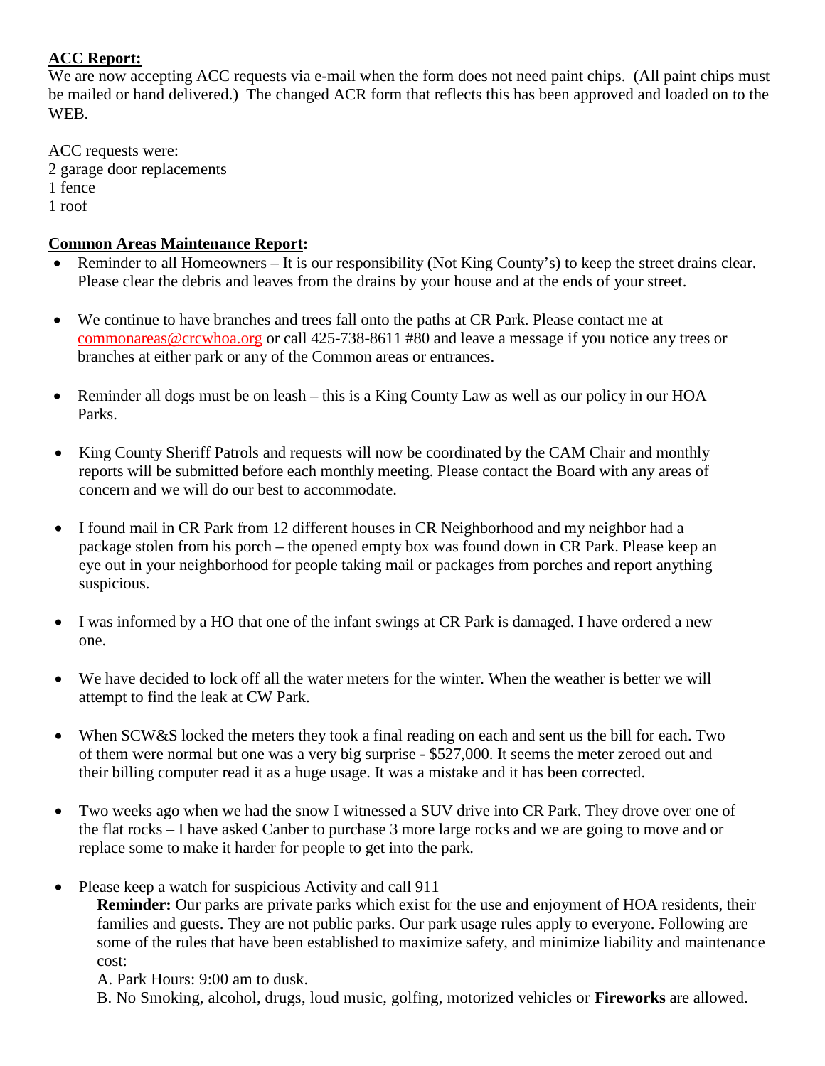**ACC Report:**

We are now accepting ACC requests via e-mail when the form does not need paint chips. (All paint chips must be mailed or hand delivered.) The changed ACR form that reflects this has been approved and loaded on to the WEB.

ACC requests were:
2 garage door replacements
1 fence
1 roof

**Common Areas Maintenance Report:**

- Reminder to all Homeowners – It is our responsibility (Not King County's) to keep the street drains clear. Please clear the debris and leaves from the drains by your house and at the ends of your street.
- We continue to have branches and trees fall onto the paths at CR Park. Please contact me at commonareas@crcwhoa.org or call 425-738-8611 #80 and leave a message if you notice any trees or branches at either park or any of the Common areas or entrances.
- Reminder all dogs must be on leash – this is a King County Law as well as our policy in our HOA Parks.
- King County Sheriff Patrols and requests will now be coordinated by the CAM Chair and monthly reports will be submitted before each monthly meeting. Please contact the Board with any areas of concern and we will do our best to accommodate.
- I found mail in CR Park from 12 different houses in CR Neighborhood and my neighbor had a package stolen from his porch – the opened empty box was found down in CR Park. Please keep an eye out in your neighborhood for people taking mail or packages from porches and report anything suspicious.
- I was informed by a HO that one of the infant swings at CR Park is damaged. I have ordered a new one.
- We have decided to lock off all the water meters for the winter. When the weather is better we will attempt to find the leak at CW Park.
- When SCW&S locked the meters they took a final reading on each and sent us the bill for each. Two of them were normal but one was a very big surprise - $527,000. It seems the meter zeroed out and their billing computer read it as a huge usage. It was a mistake and it has been corrected.
- Two weeks ago when we had the snow I witnessed a SUV drive into CR Park. They drove over one of the flat rocks – I have asked Canber to purchase 3 more large rocks and we are going to move and or replace some to make it harder for people to get into the park.
- Please keep a watch for suspicious Activity and call 911

  **Reminder:** Our parks are private parks which exist for the use and enjoyment of HOA residents, their families and guests. They are not public parks. Our park usage rules apply to everyone. Following are some of the rules that have been established to maximize safety, and minimize liability and maintenance cost:

  A. Park Hours: 9:00 am to dusk.

  B. No Smoking, alcohol, drugs, loud music, golfing, motorized vehicles or **Fireworks** are allowed.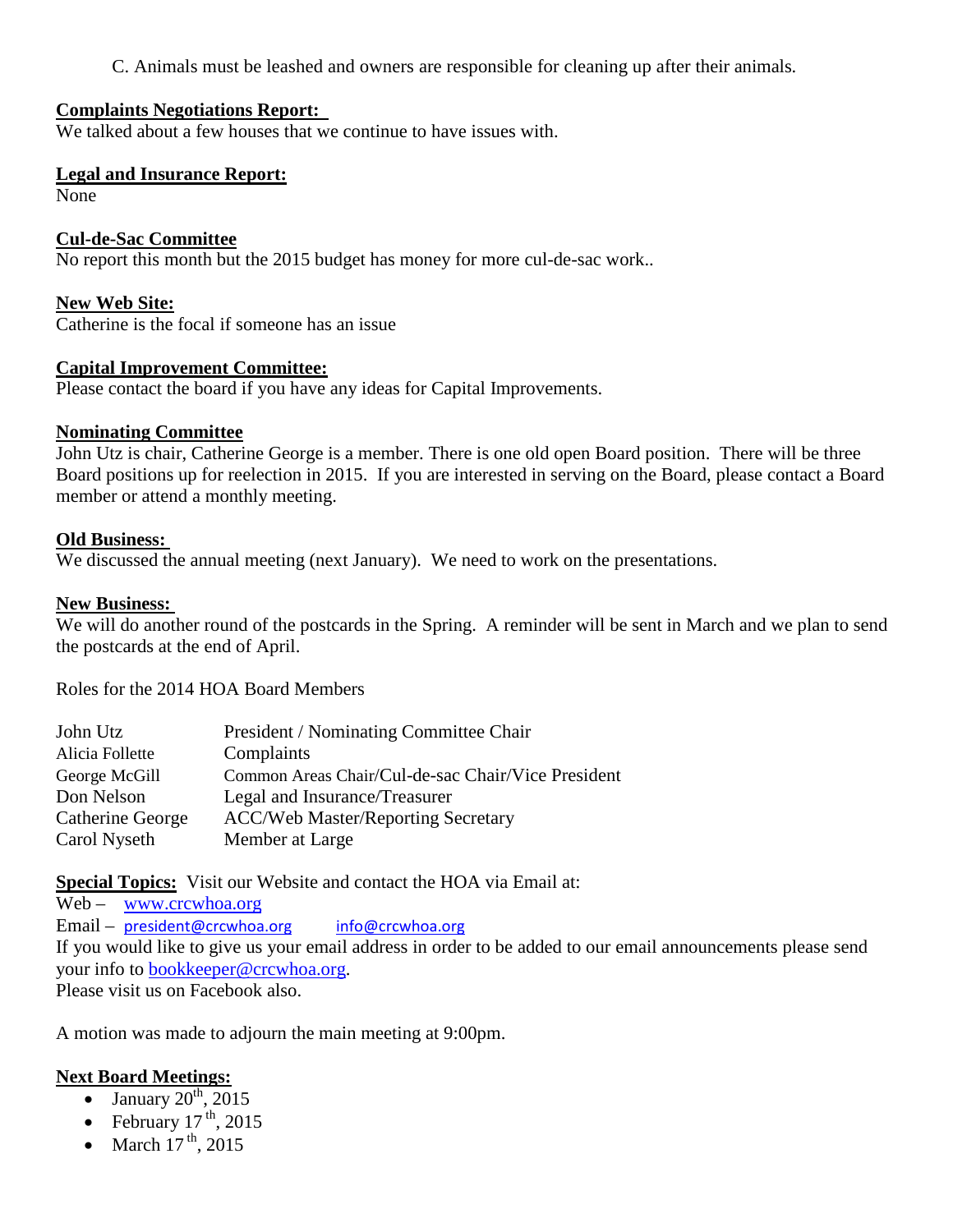C. Animals must be leashed and owners are responsible for cleaning up after their animals.

**Complaints Negotiations Report:**
We talked about a few houses that we continue to have issues with.

**Legal and Insurance Report:**
None

**Cul-de-Sac Committee**
No report this month but the 2015 budget has money for more cul-de-sac work..

**New Web Site:**
Catherine is the focal if someone has an issue

**Capital Improvement Committee:**
Please contact the board if you have any ideas for Capital Improvements.

**Nominating Committee**
John Utz is chair, Catherine George is a member. There is one old open Board position. There will be three Board positions up for reelection in 2015. If you are interested in serving on the Board, please contact a Board member or attend a monthly meeting.

**Old Business:**
We discussed the annual meeting (next January). We need to work on the presentations.

**New Business:**
We will do another round of the postcards in the Spring. A reminder will be sent in March and we plan to send the postcards at the end of April.

Roles for the 2014 HOA Board Members

| | |
|---|---|
| John Utz | President / Nominating Committee Chair |
| Alicia Follette | Complaints |
| George McGill | Common Areas Chair/Cul-de-sac Chair/Vice President |
| Don Nelson | Legal and Insurance/Treasurer |
| Catherine George | ACC/Web Master/Reporting Secretary |
| Carol Nyseth | Member at Large |

**Special Topics:** Visit our Website and contact the HOA via Email at:
Web – www.crcwhoa.org
Email – president@crcwhoa.org info@crcwhoa.org
If you would like to give us your email address in order to be added to our email announcements please send your info to bookkeeper@crcwhoa.org.
Please visit us on Facebook also.

A motion was made to adjourn the main meeting at 9:00pm.

**Next Board Meetings:**

- January 20th, 2015
- February 17th, 2015
- March 17th, 2015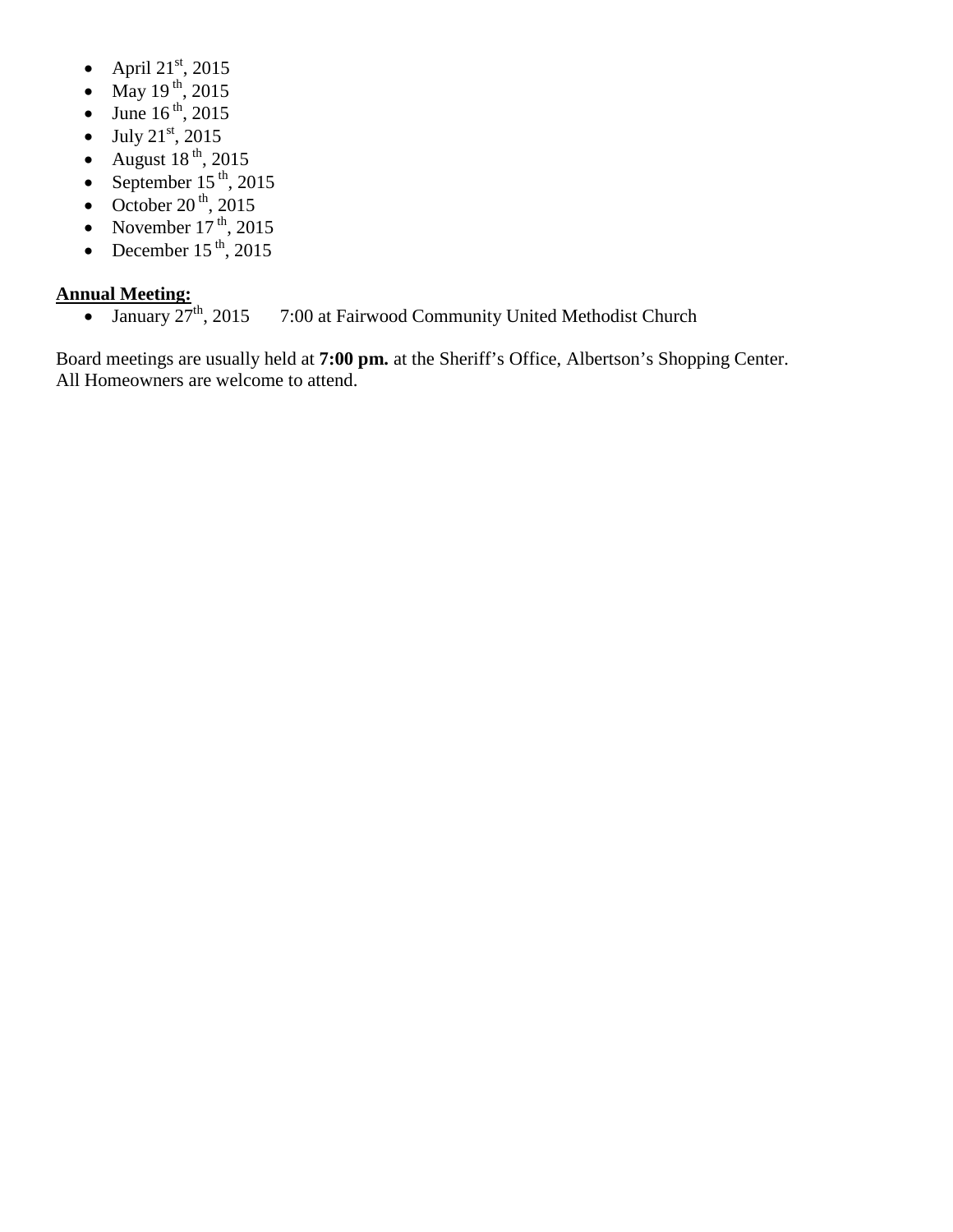- April 21st, 2015
- May 19th, 2015
- June 16th, 2015
- July 21st, 2015
- August 18th, 2015
- September 15th, 2015
- October 20th, 2015
- November 17th, 2015
- December 15th, 2015

**Annual Meeting:**

- January 27th, 2015 7:00 at Fairwood Community United Methodist Church

Board meetings are usually held at **7:00 pm.** at the Sheriff's Office, Albertson's Shopping Center.
All Homeowners are welcome to attend.